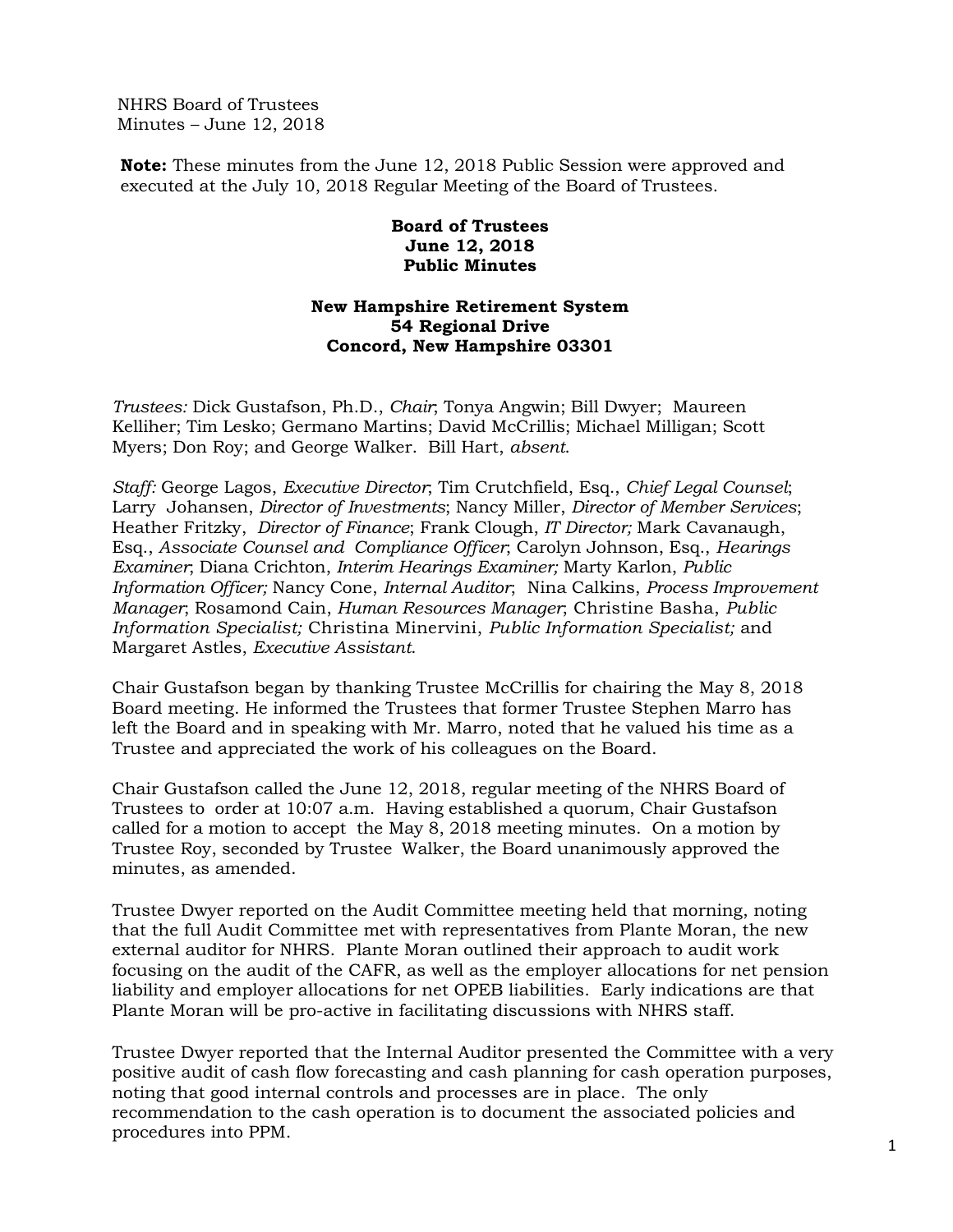NHRS Board of Trustees
Minutes – June 12, 2018

**Note:** These minutes from the June 12, 2018 Public Session were approved and executed at the July 10, 2018 Regular Meeting of the Board of Trustees.

**Board of Trustees**
**June 12, 2018**
**Public Minutes**

**New Hampshire Retirement System**
**54 Regional Drive**
**Concord, New Hampshire 03301**

*Trustees:* Dick Gustafson, Ph.D., *Chair*; Tonya Angwin; Bill Dwyer; Maureen Kelliher; Tim Lesko; Germano Martins; David McCrillis; Michael Milligan; Scott Myers; Don Roy; and George Walker. Bill Hart, *absent*.

*Staff:* George Lagos, *Executive Director*; Tim Crutchfield, Esq., *Chief Legal Counsel*; Larry Johansen, *Director of Investments*; Nancy Miller, *Director of Member Services*; Heather Fritzky, *Director of Finance*; Frank Clough, *IT Director;* Mark Cavanaugh, Esq., *Associate Counsel and Compliance Officer*; Carolyn Johnson, Esq., *Hearings Examiner*; Diana Crichton, *Interim Hearings Examiner;* Marty Karlon, *Public Information Officer;* Nancy Cone, *Internal Auditor*; Nina Calkins, *Process Improvement Manager*; Rosamond Cain, *Human Resources Manager*; Christine Basha, *Public Information Specialist;* Christina Minervini, *Public Information Specialist;* and Margaret Astles, *Executive Assistant*.

Chair Gustafson began by thanking Trustee McCrillis for chairing the May 8, 2018 Board meeting. He informed the Trustees that former Trustee Stephen Marro has left the Board and in speaking with Mr. Marro, noted that he valued his time as a Trustee and appreciated the work of his colleagues on the Board.

Chair Gustafson called the June 12, 2018, regular meeting of the NHRS Board of Trustees to order at 10:07 a.m. Having established a quorum, Chair Gustafson called for a motion to accept the May 8, 2018 meeting minutes. On a motion by Trustee Roy, seconded by Trustee Walker, the Board unanimously approved the minutes, as amended.

Trustee Dwyer reported on the Audit Committee meeting held that morning, noting that the full Audit Committee met with representatives from Plante Moran, the new external auditor for NHRS. Plante Moran outlined their approach to audit work focusing on the audit of the CAFR, as well as the employer allocations for net pension liability and employer allocations for net OPEB liabilities. Early indications are that Plante Moran will be pro-active in facilitating discussions with NHRS staff.

Trustee Dwyer reported that the Internal Auditor presented the Committee with a very positive audit of cash flow forecasting and cash planning for cash operation purposes, noting that good internal controls and processes are in place. The only recommendation to the cash operation is to document the associated policies and procedures into PPM.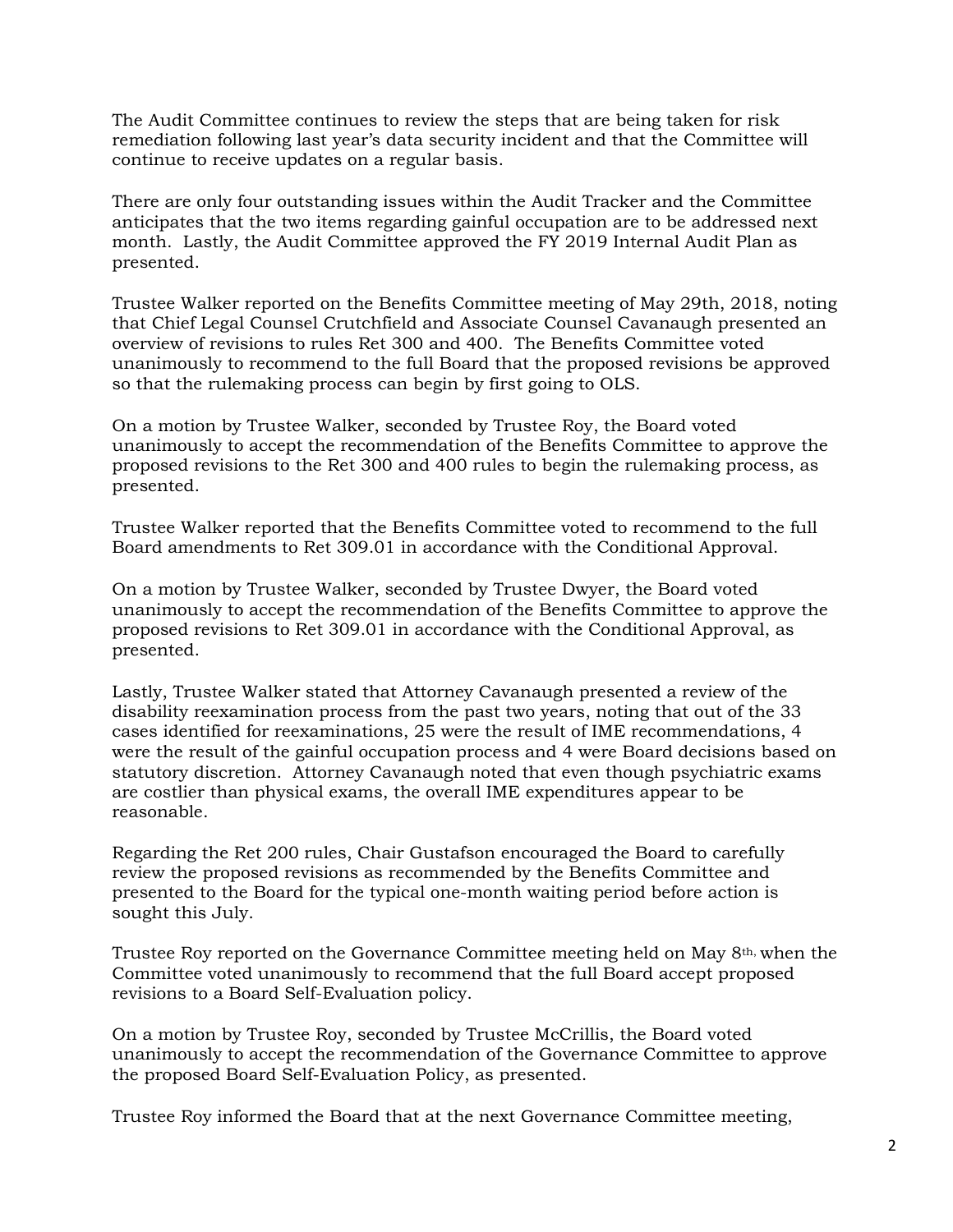The Audit Committee continues to review the steps that are being taken for risk remediation following last year's data security incident and that the Committee will continue to receive updates on a regular basis.

There are only four outstanding issues within the Audit Tracker and the Committee anticipates that the two items regarding gainful occupation are to be addressed next month. Lastly, the Audit Committee approved the FY 2019 Internal Audit Plan as presented.

Trustee Walker reported on the Benefits Committee meeting of May 29th, 2018, noting that Chief Legal Counsel Crutchfield and Associate Counsel Cavanaugh presented an overview of revisions to rules Ret 300 and 400. The Benefits Committee voted unanimously to recommend to the full Board that the proposed revisions be approved so that the rulemaking process can begin by first going to OLS.

On a motion by Trustee Walker, seconded by Trustee Roy, the Board voted unanimously to accept the recommendation of the Benefits Committee to approve the proposed revisions to the Ret 300 and 400 rules to begin the rulemaking process, as presented.

Trustee Walker reported that the Benefits Committee voted to recommend to the full Board amendments to Ret 309.01 in accordance with the Conditional Approval.

On a motion by Trustee Walker, seconded by Trustee Dwyer, the Board voted unanimously to accept the recommendation of the Benefits Committee to approve the proposed revisions to Ret 309.01 in accordance with the Conditional Approval, as presented.

Lastly, Trustee Walker stated that Attorney Cavanaugh presented a review of the disability reexamination process from the past two years, noting that out of the 33 cases identified for reexaminations, 25 were the result of IME recommendations, 4 were the result of the gainful occupation process and 4 were Board decisions based on statutory discretion. Attorney Cavanaugh noted that even though psychiatric exams are costlier than physical exams, the overall IME expenditures appear to be reasonable.

Regarding the Ret 200 rules, Chair Gustafson encouraged the Board to carefully review the proposed revisions as recommended by the Benefits Committee and presented to the Board for the typical one-month waiting period before action is sought this July.

Trustee Roy reported on the Governance Committee meeting held on May 8th, when the Committee voted unanimously to recommend that the full Board accept proposed revisions to a Board Self-Evaluation policy.

On a motion by Trustee Roy, seconded by Trustee McCrillis, the Board voted unanimously to accept the recommendation of the Governance Committee to approve the proposed Board Self-Evaluation Policy, as presented.

Trustee Roy informed the Board that at the next Governance Committee meeting,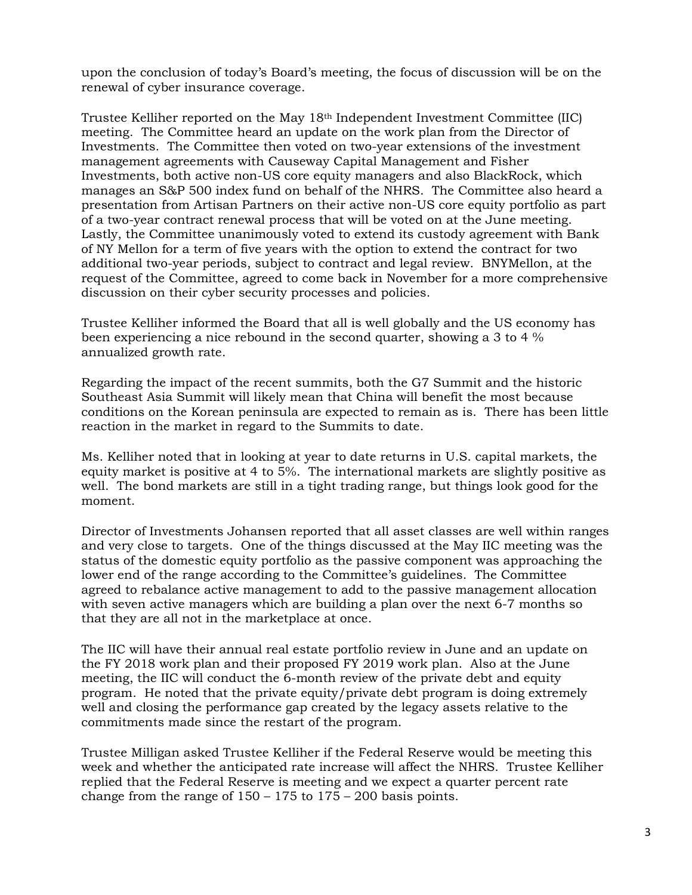upon the conclusion of today's Board's meeting, the focus of discussion will be on the renewal of cyber insurance coverage.

Trustee Kelliher reported on the May 18th Independent Investment Committee (IIC) meeting. The Committee heard an update on the work plan from the Director of Investments. The Committee then voted on two-year extensions of the investment management agreements with Causeway Capital Management and Fisher Investments, both active non-US core equity managers and also BlackRock, which manages an S&P 500 index fund on behalf of the NHRS. The Committee also heard a presentation from Artisan Partners on their active non-US core equity portfolio as part of a two-year contract renewal process that will be voted on at the June meeting. Lastly, the Committee unanimously voted to extend its custody agreement with Bank of NY Mellon for a term of five years with the option to extend the contract for two additional two-year periods, subject to contract and legal review. BNYMellon, at the request of the Committee, agreed to come back in November for a more comprehensive discussion on their cyber security processes and policies.

Trustee Kelliher informed the Board that all is well globally and the US economy has been experiencing a nice rebound in the second quarter, showing a 3 to 4 % annualized growth rate.

Regarding the impact of the recent summits, both the G7 Summit and the historic Southeast Asia Summit will likely mean that China will benefit the most because conditions on the Korean peninsula are expected to remain as is. There has been little reaction in the market in regard to the Summits to date.

Ms. Kelliher noted that in looking at year to date returns in U.S. capital markets, the equity market is positive at 4 to 5%. The international markets are slightly positive as well. The bond markets are still in a tight trading range, but things look good for the moment.

Director of Investments Johansen reported that all asset classes are well within ranges and very close to targets. One of the things discussed at the May IIC meeting was the status of the domestic equity portfolio as the passive component was approaching the lower end of the range according to the Committee's guidelines. The Committee agreed to rebalance active management to add to the passive management allocation with seven active managers which are building a plan over the next 6-7 months so that they are all not in the marketplace at once.

The IIC will have their annual real estate portfolio review in June and an update on the FY 2018 work plan and their proposed FY 2019 work plan. Also at the June meeting, the IIC will conduct the 6-month review of the private debt and equity program. He noted that the private equity/private debt program is doing extremely well and closing the performance gap created by the legacy assets relative to the commitments made since the restart of the program.

Trustee Milligan asked Trustee Kelliher if the Federal Reserve would be meeting this week and whether the anticipated rate increase will affect the NHRS. Trustee Kelliher replied that the Federal Reserve is meeting and we expect a quarter percent rate change from the range of 150 – 175 to 175 – 200 basis points.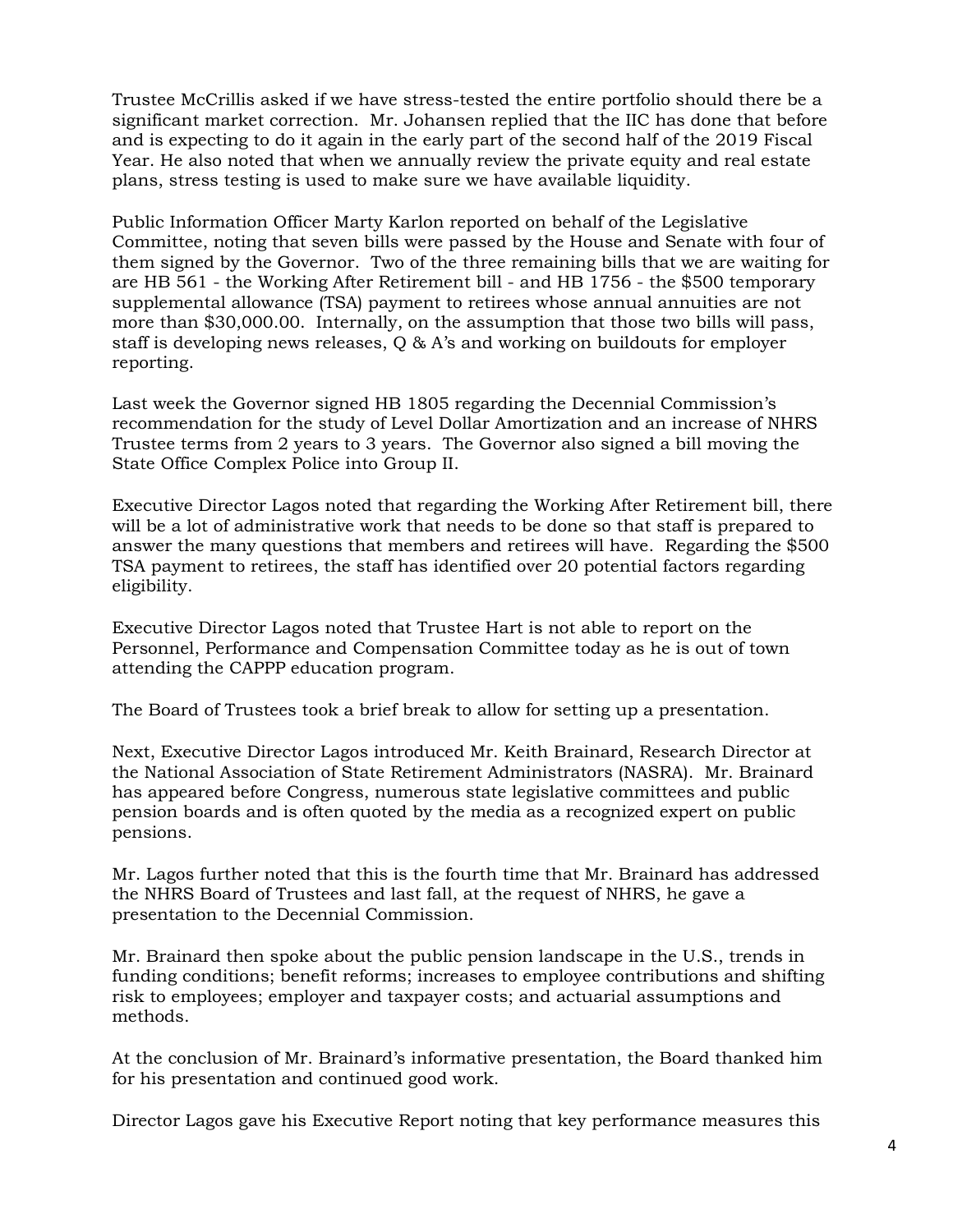Trustee McCrillis asked if we have stress-tested the entire portfolio should there be a significant market correction. Mr. Johansen replied that the IIC has done that before and is expecting to do it again in the early part of the second half of the 2019 Fiscal Year. He also noted that when we annually review the private equity and real estate plans, stress testing is used to make sure we have available liquidity.

Public Information Officer Marty Karlon reported on behalf of the Legislative Committee, noting that seven bills were passed by the House and Senate with four of them signed by the Governor. Two of the three remaining bills that we are waiting for are HB 561 - the Working After Retirement bill - and HB 1756 - the $500 temporary supplemental allowance (TSA) payment to retirees whose annual annuities are not more than $30,000.00. Internally, on the assumption that those two bills will pass, staff is developing news releases, Q & A's and working on buildouts for employer reporting.

Last week the Governor signed HB 1805 regarding the Decennial Commission's recommendation for the study of Level Dollar Amortization and an increase of NHRS Trustee terms from 2 years to 3 years. The Governor also signed a bill moving the State Office Complex Police into Group II.

Executive Director Lagos noted that regarding the Working After Retirement bill, there will be a lot of administrative work that needs to be done so that staff is prepared to answer the many questions that members and retirees will have. Regarding the $500 TSA payment to retirees, the staff has identified over 20 potential factors regarding eligibility.

Executive Director Lagos noted that Trustee Hart is not able to report on the Personnel, Performance and Compensation Committee today as he is out of town attending the CAPPP education program.

The Board of Trustees took a brief break to allow for setting up a presentation.

Next, Executive Director Lagos introduced Mr. Keith Brainard, Research Director at the National Association of State Retirement Administrators (NASRA). Mr. Brainard has appeared before Congress, numerous state legislative committees and public pension boards and is often quoted by the media as a recognized expert on public pensions.

Mr. Lagos further noted that this is the fourth time that Mr. Brainard has addressed the NHRS Board of Trustees and last fall, at the request of NHRS, he gave a presentation to the Decennial Commission.

Mr. Brainard then spoke about the public pension landscape in the U.S., trends in funding conditions; benefit reforms; increases to employee contributions and shifting risk to employees; employer and taxpayer costs; and actuarial assumptions and methods.

At the conclusion of Mr. Brainard's informative presentation, the Board thanked him for his presentation and continued good work.

Director Lagos gave his Executive Report noting that key performance measures this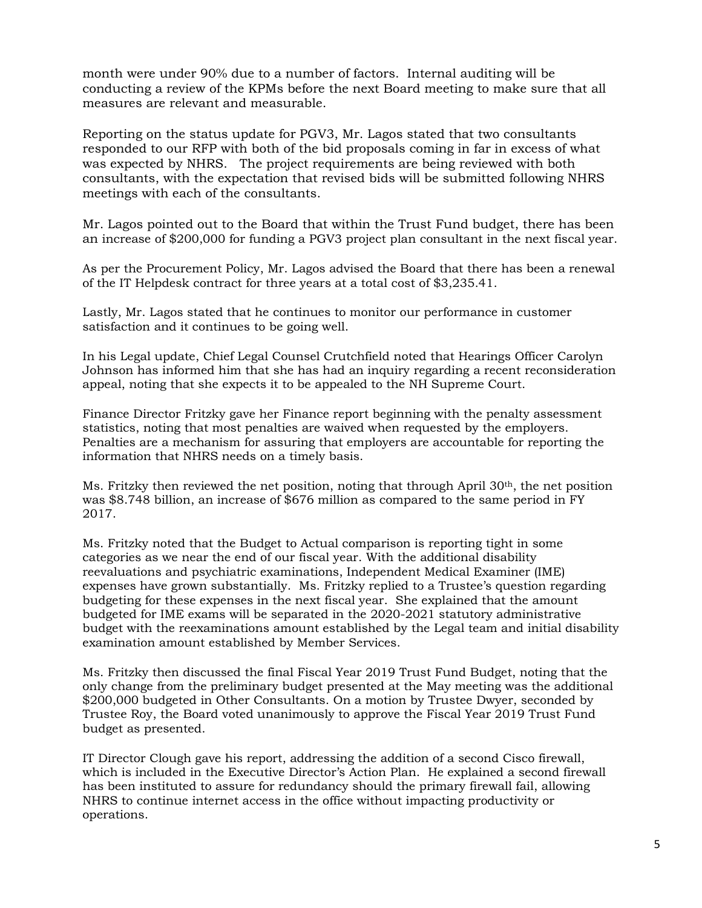month were under 90% due to a number of factors. Internal auditing will be conducting a review of the KPMs before the next Board meeting to make sure that all measures are relevant and measurable.

Reporting on the status update for PGV3, Mr. Lagos stated that two consultants responded to our RFP with both of the bid proposals coming in far in excess of what was expected by NHRS. The project requirements are being reviewed with both consultants, with the expectation that revised bids will be submitted following NHRS meetings with each of the consultants.

Mr. Lagos pointed out to the Board that within the Trust Fund budget, there has been an increase of $200,000 for funding a PGV3 project plan consultant in the next fiscal year.

As per the Procurement Policy, Mr. Lagos advised the Board that there has been a renewal of the IT Helpdesk contract for three years at a total cost of $3,235.41.

Lastly, Mr. Lagos stated that he continues to monitor our performance in customer satisfaction and it continues to be going well.

In his Legal update, Chief Legal Counsel Crutchfield noted that Hearings Officer Carolyn Johnson has informed him that she has had an inquiry regarding a recent reconsideration appeal, noting that she expects it to be appealed to the NH Supreme Court.

Finance Director Fritzky gave her Finance report beginning with the penalty assessment statistics, noting that most penalties are waived when requested by the employers. Penalties are a mechanism for assuring that employers are accountable for reporting the information that NHRS needs on a timely basis.

Ms. Fritzky then reviewed the net position, noting that through April 30th, the net position was $8.748 billion, an increase of $676 million as compared to the same period in FY 2017.

Ms. Fritzky noted that the Budget to Actual comparison is reporting tight in some categories as we near the end of our fiscal year. With the additional disability reevaluations and psychiatric examinations, Independent Medical Examiner (IME) expenses have grown substantially. Ms. Fritzky replied to a Trustee's question regarding budgeting for these expenses in the next fiscal year. She explained that the amount budgeted for IME exams will be separated in the 2020-2021 statutory administrative budget with the reexaminations amount established by the Legal team and initial disability examination amount established by Member Services.

Ms. Fritzky then discussed the final Fiscal Year 2019 Trust Fund Budget, noting that the only change from the preliminary budget presented at the May meeting was the additional $200,000 budgeted in Other Consultants. On a motion by Trustee Dwyer, seconded by Trustee Roy, the Board voted unanimously to approve the Fiscal Year 2019 Trust Fund budget as presented.

IT Director Clough gave his report, addressing the addition of a second Cisco firewall, which is included in the Executive Director's Action Plan. He explained a second firewall has been instituted to assure for redundancy should the primary firewall fail, allowing NHRS to continue internet access in the office without impacting productivity or operations.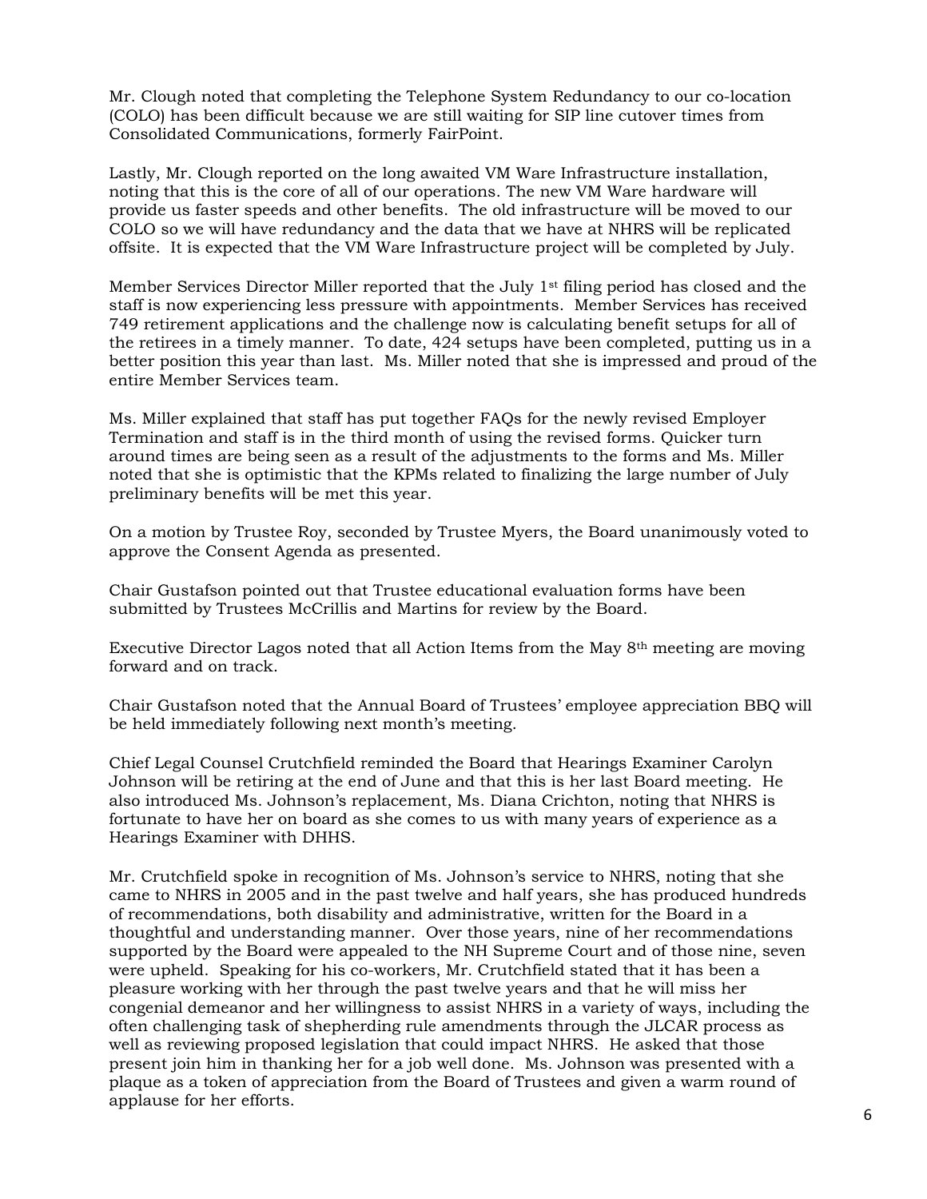Mr. Clough noted that completing the Telephone System Redundancy to our co-location (COLO) has been difficult because we are still waiting for SIP line cutover times from Consolidated Communications, formerly FairPoint.

Lastly, Mr. Clough reported on the long awaited VM Ware Infrastructure installation, noting that this is the core of all of our operations. The new VM Ware hardware will provide us faster speeds and other benefits. The old infrastructure will be moved to our COLO so we will have redundancy and the data that we have at NHRS will be replicated offsite. It is expected that the VM Ware Infrastructure project will be completed by July.

Member Services Director Miller reported that the July 1st filing period has closed and the staff is now experiencing less pressure with appointments. Member Services has received 749 retirement applications and the challenge now is calculating benefit setups for all of the retirees in a timely manner. To date, 424 setups have been completed, putting us in a better position this year than last. Ms. Miller noted that she is impressed and proud of the entire Member Services team.

Ms. Miller explained that staff has put together FAQs for the newly revised Employer Termination and staff is in the third month of using the revised forms. Quicker turn around times are being seen as a result of the adjustments to the forms and Ms. Miller noted that she is optimistic that the KPMs related to finalizing the large number of July preliminary benefits will be met this year.

On a motion by Trustee Roy, seconded by Trustee Myers, the Board unanimously voted to approve the Consent Agenda as presented.

Chair Gustafson pointed out that Trustee educational evaluation forms have been submitted by Trustees McCrillis and Martins for review by the Board.

Executive Director Lagos noted that all Action Items from the May 8th meeting are moving forward and on track.

Chair Gustafson noted that the Annual Board of Trustees' employee appreciation BBQ will be held immediately following next month's meeting.

Chief Legal Counsel Crutchfield reminded the Board that Hearings Examiner Carolyn Johnson will be retiring at the end of June and that this is her last Board meeting. He also introduced Ms. Johnson's replacement, Ms. Diana Crichton, noting that NHRS is fortunate to have her on board as she comes to us with many years of experience as a Hearings Examiner with DHHS.

Mr. Crutchfield spoke in recognition of Ms. Johnson's service to NHRS, noting that she came to NHRS in 2005 and in the past twelve and half years, she has produced hundreds of recommendations, both disability and administrative, written for the Board in a thoughtful and understanding manner. Over those years, nine of her recommendations supported by the Board were appealed to the NH Supreme Court and of those nine, seven were upheld. Speaking for his co-workers, Mr. Crutchfield stated that it has been a pleasure working with her through the past twelve years and that he will miss her congenial demeanor and her willingness to assist NHRS in a variety of ways, including the often challenging task of shepherding rule amendments through the JLCAR process as well as reviewing proposed legislation that could impact NHRS. He asked that those present join him in thanking her for a job well done. Ms. Johnson was presented with a plaque as a token of appreciation from the Board of Trustees and given a warm round of applause for her efforts.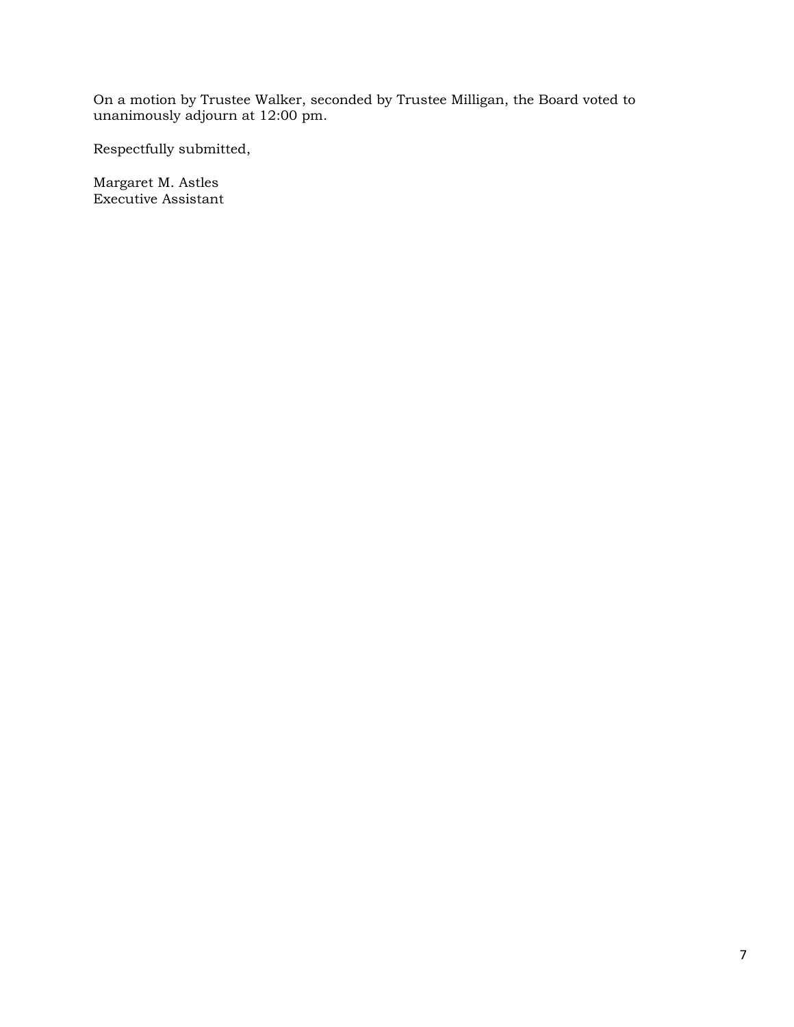On a motion by Trustee Walker, seconded by Trustee Milligan, the Board voted to unanimously adjourn at 12:00 pm.

Respectfully submitted,

Margaret M. Astles
Executive Assistant